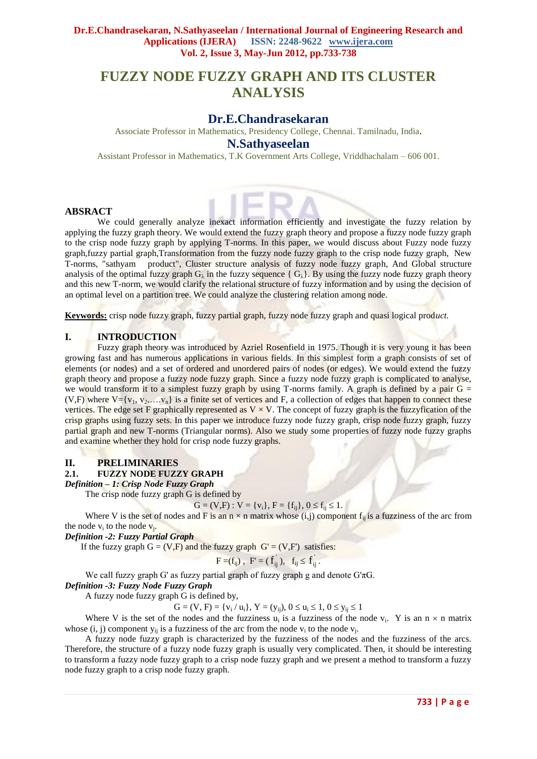# FUZZY NODE FUZZY GRAPH AND ITS CLUSTER ANALYSIS

## Dr.E.Chandrasekaran

Associate Professor in Mathematics, Presidency College, Chennai. Tamilnadu, India.

## N.Sathyaseelan

Assistant Professor in Mathematics, T.K Government Arts College, Vriddhachalam – 606 001.

### ABSRACT

We could generally analyze inexact information efficiently and investigate the fuzzy relation by applying the fuzzy graph theory. We would extend the fuzzy graph theory and propose a fuzzy node fuzzy graph to the crisp node fuzzy graph by applying T-norms. In this paper, we would discuss about Fuzzy node fuzzy graph,fuzzy partial graph,Transformation from the fuzzy node fuzzy graph to the crisp node fuzzy graph, New T-norms, "sathyam product", Cluster structure analysis of fuzzy node fuzzy graph, And Global structure analysis of the optimal fuzzy graph $G_\lambda$ in the fuzzy sequence $\{ G_\lambda\}$. By using the fuzzy node fuzzy graph theory and this new T-norm, we would clarify the relational structure of fuzzy information and by using the decision of an optimal level on a partition tree. We could analyze the clustering relation among node.

**Keywords:** crisp node fuzzy graph, fuzzy partial graph, fuzzy node fuzzy graph and quasi logical prod*uct.*

## I. INTRODUCTION

Fuzzy graph theory was introduced by Azriel Rosenfield in 1975. Though it is very young it has been growing fast and has numerous applications in various fields. In this simplest form a graph consists of set of elements (or nodes) and a set of ordered and unordered pairs of nodes (or edges). We would extend the fuzzy graph theory and propose a fuzzy node fuzzy graph. Since a fuzzy node fuzzy graph is complicated to analyse, we would transform it to a simplest fuzzy graph by using T-norms family. A graph is defined by a pair G = (V,F) where $V=\{v_1, v_2,\ldots.v_n\}$ is a finite set of vertices and F, a collection of edges that happen to connect these vertices. The edge set F graphically represented as V × V. The concept of fuzzy graph is the fuzzyfication of the crisp graphs using fuzzy sets. In this paper we introduce fuzzy node fuzzy graph, crisp node fuzzy graph, fuzzy partial graph and new T-norms (Triangular norms). Also we study some properties of fuzzy node fuzzy graphs and examine whether they hold for crisp node fuzzy graphs.

## II. PRELIMINARIES

### 2.1. FUZZY NODE FUZZY GRAPH

***Definition – 1: Crisp Node Fuzzy Graph***

The crisp node fuzzy graph G is defined by

$$G = (V,F) : V = \{v_i\}, F = \{f_{ij}\}, 0 \leq f_{ij} \leq 1.$$

Where V is the set of nodes and F is an n × n matrix whose (i,j) component $f_{ij}$ is a fuzziness of the arc from the node $v_i$ to the node $v_j$.

***Definition -2: Fuzzy Partial Graph***

If the fuzzy graph G = (V,F) and the fuzzy graph G' = (V,F') satisfies:

$$F =(f_{ij}),\ F' = (f^{'}_{ij}),\ f_{ij} \leq f^{'}_{ij}.$$

We call fuzzy graph G' as fuzzy partial graph of fuzzy graph g and denote G'πG.

***Definition -3: Fuzzy Node Fuzzy Graph***

A fuzzy node fuzzy graph G is defined by,

$$G = (V, F) = \{v_i / u_i\},\ Y = (y_{ij}),\ 0 \leq u_i \leq 1,\ 0 \leq y_{ij} \leq 1$$

Where V is the set of the nodes and the fuzziness $u_i$ is a fuzziness of the node $v_i$. Y is an n × n matrix whose (i, j) component $y_{ij}$ is a fuzziness of the arc from the node $v_i$ to the node $v_j$.

A fuzzy node fuzzy graph is characterized by the fuzziness of the nodes and the fuzziness of the arcs. Therefore, the structure of a fuzzy node fuzzy graph is usually very complicated. Then, it should be interesting to transform a fuzzy node fuzzy graph to a crisp node fuzzy graph and we present a method to transform a fuzzy node fuzzy graph to a crisp node fuzzy graph.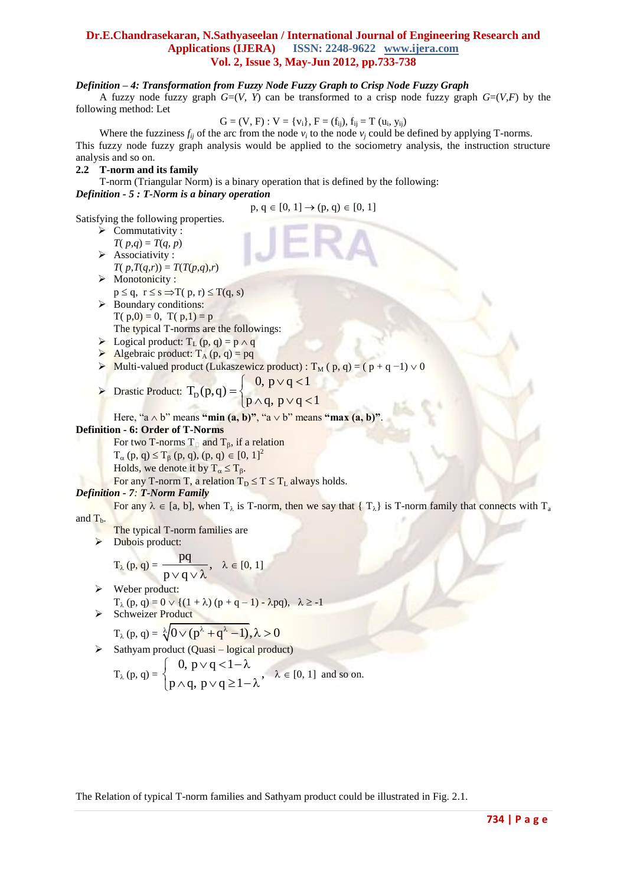***Definition – 4: Transformation from Fuzzy Node Fuzzy Graph to Crisp Node Fuzzy Graph***

A fuzzy node fuzzy graph $G=(V, Y)$ can be transformed to a crisp node fuzzy graph $G=(V,F)$ by the following method: Let

$$G = (V, F) : V = \{v_i\}, F = (f_{ij}), f_{ij} = T(u_i, y_{ij})$$

Where the fuzziness $f_{ij}$ of the arc from the node $v_i$ to the node $v_j$ could be defined by applying T-norms. This fuzzy node fuzzy graph analysis would be applied to the sociometry analysis, the instruction structure analysis and so on.

## 2.2 T-norm and its family

T-norm (Triangular Norm) is a binary operation that is defined by the following:

***Definition - 5 : T-Norm is a binary operation***

$$p, q \in [0, 1] \rightarrow (p, q) \in [0, 1]$$

Satisfying the following properties.

- Commutativity :
  $T(p,q) = T(q, p)$
- Associativity :
  $T(p,T(q,r)) = T(T(p,q),r)$
- Monotonicity :
  $p \le q,\ r \le s \Rightarrow T(p, r) \le T(q, s)$
- Boundary conditions:
  $T(p,0) = 0,\ T(p,1) = p$
  The typical T-norms are the followings:
- Logical product: $T_L(p, q) = p \wedge q$
- Algebraic product: $T_A(p, q) = pq$
- Multi-valued product (Lukaszewicz product) : $T_M(p, q) = (p + q - 1) \vee 0$
- Drastic Product: $T_D(p,q) = \begin{cases} 0, & p \vee q < 1 \\ p \wedge q, & p \vee q < 1 \end{cases}$

  Here, "$a \wedge b$" means **"min (a, b)"**, "$a \vee b$" means **"max (a, b)"**.

**Definition - 6: Order of T-Norms**

For two T-norms $T_\alpha$ and $T_\beta$, if a relation
$T_\alpha(p, q) \le T_\beta(p, q),\ (p, q) \in [0, 1]^2$
Holds, we denote it by $T_\alpha \le T_\beta$.
For any T-norm T, a relation $T_D \le T \le T_L$ always holds.

***Definition - 7: T-Norm Family***

For any $\lambda \in [a, b]$, when $T_\lambda$ is T-norm, then we say that $\{T_\lambda\}$ is T-norm family that connects with $T_a$ and $T_b$.

The typical T-norm families are

- Dubois product:

$$T_\lambda(p, q) = \frac{pq}{p \vee q \vee \lambda}, \quad \lambda \in [0, 1]$$

- Weber product:
  $T_\lambda(p, q) = 0 \vee \{(1 + \lambda)(p + q - 1) - \lambda pq\}, \quad \lambda \ge -1$
- Schweizer Product

$$T_\lambda(p, q) = \sqrt[\lambda]{0 \vee (p^\lambda + q^\lambda - 1)}, \lambda > 0$$

- Sathyam product (Quasi – logical product)

$$T_\lambda(p, q) = \begin{cases} 0, & p \vee q < 1 - \lambda \\ p \wedge q, & p \vee q \ge 1 - \lambda \end{cases}, \quad \lambda \in [0, 1] \text{ and so on.}$$

The Relation of typical T-norm families and Sathyam product could be illustrated in Fig. 2.1.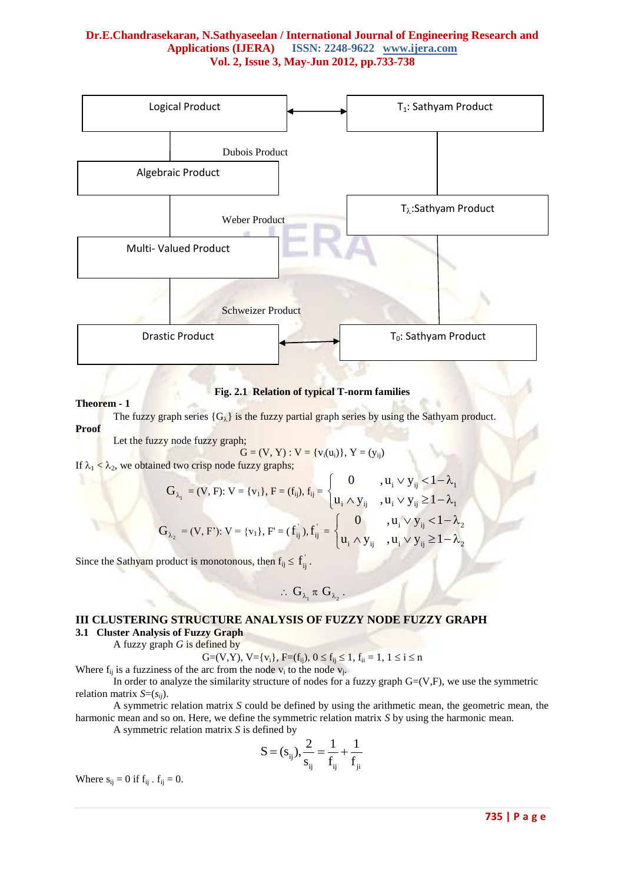Logical Product ⟷ $T_1$: Sathyam Product

Dubois Product

Algebraic Product

$T_\lambda$: Sathyam Product

Weber Product

Multi- Valued Product

Schweizer Product

Drastic Product ⟷ $T_0$: Sathyam Product

**Fig. 2.1 Relation of typical T-norm families**

**Theorem - 1**

The fuzzy graph series $\{G_\lambda\}$ is the fuzzy partial graph series by using the Sathyam product.

**Proof**

Let the fuzzy node fuzzy graph;

$$G = (V, Y) : V = \{v_i(u_i)\},\ Y = (y_{ij})$$

If $\lambda_1 < \lambda_2$, we obtained two crisp node fuzzy graphs;

$$G_{\lambda_1} = (V, F): V = \{v_1\},\ F = (f_{ij}),\ f_{ij} = \begin{cases} 0 & , u_i \vee y_{ij} < 1-\lambda_1 \\ u_i \wedge y_{ij} & , u_i \vee y_{ij} \geq 1-\lambda_1 \end{cases}$$

$$G_{\lambda_2} = (V, F'): V = \{v_1\},\ F' = (f'_{ij}),\ f'_{ij} = \begin{cases} 0 & , u_i \vee y_{ij} < 1-\lambda_2 \\ u_i \wedge y_{ij} & , u_i \vee y_{ij} \geq 1-\lambda_2 \end{cases}$$

Since the Sathyam product is monotonous, then $f_{ij} \leq f'_{ij}$.

$$\therefore\ G_{\lambda_1} \pi\ G_{\lambda_2}.$$

## III CLUSTERING STRUCTURE ANALYSIS OF FUZZY NODE FUZZY GRAPH

### 3.1 Cluster Analysis of Fuzzy Graph

A fuzzy graph *G* is defined by

$$G=(V,Y),\ V=\{v_i\},\ F=(f_{ij}),\ 0 \leq f_{ij} \leq 1,\ f_{ii} = 1,\ 1 \leq i \leq n$$

Where $f_{ij}$ is a fuzziness of the arc from the node $v_i$ to the node $v_j$.

In order to analyze the similarity structure of nodes for a fuzzy graph G=(V,F), we use the symmetric relation matrix $S=(s_{ij})$.

A symmetric relation matrix *S* could be defined by using the arithmetic mean, the geometric mean, the harmonic mean and so on. Here, we define the symmetric relation matrix *S* by using the harmonic mean.

A symmetric relation matrix *S* is defined by

$$S = (s_{ij}),\ \frac{2}{s_{ij}} = \frac{1}{f_{ij}} + \frac{1}{f_{ji}}$$

Where $s_{ij} = 0$ if $f_{ij} \cdot f_{ij} = 0$.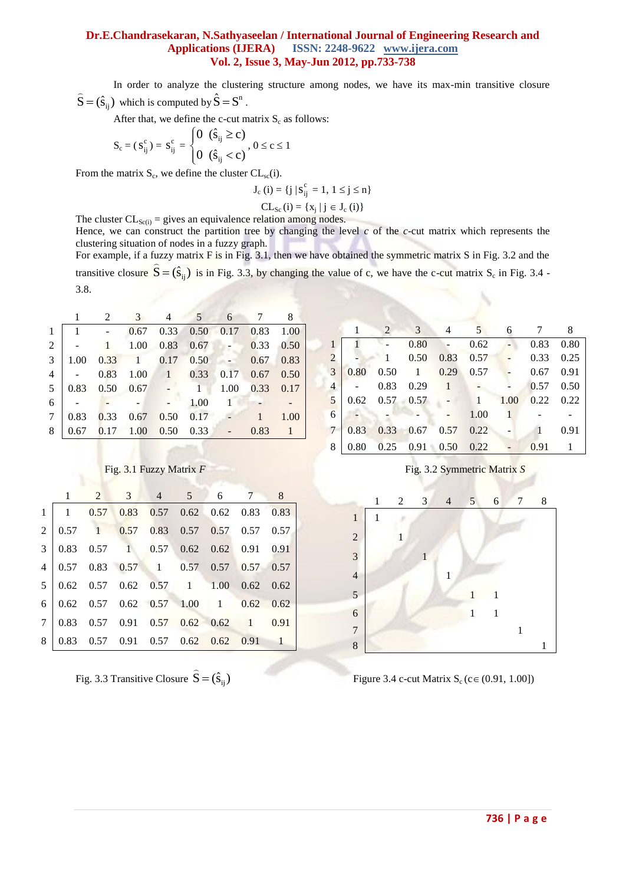In order to analyze the clustering structure among nodes, we have its max-min transitive closure $\hat{S} = (\hat{s}_{ij})$ which is computed by $\hat{S} = S^n$.

After that, we define the c-cut matrix $S_c$ as follows:

$$S_c = (s_{ij}^c) = s_{ij}^c = \begin{cases} 0 & (\hat{s}_{ij} \geq c) \\ 0 & (\hat{s}_{ij} < c) \end{cases}, \quad 0 \leq c \leq 1$$

From the matrix $S_c$, we define the cluster $CL_{sc}(i)$.

$$J_c(i) = \{j \mid s_{ij}^c = 1, 1 \leq j \leq n\}$$

$$CL_{Sc}(i) = \{x_j \mid j \in J_c(i)\}$$

The cluster $CL_{Sc(i)}$ = gives an equivalence relation among nodes.

Hence, we can construct the partition tree by changing the level *c* of the *c*-cut matrix which represents the clustering situation of nodes in a fuzzy graph.

For example, if a fuzzy matrix F is in Fig. 3.1, then we have obtained the symmetric matrix S in Fig. 3.2 and the transitive closure $\hat{S} = (\hat{s}_{ij})$ is in Fig. 3.3, by changing the value of c, we have the c-cut matrix $S_c$ in Fig. 3.4 - 3.8.

| | 1 | 2 | 3 | 4 | 5 | 6 | 7 | 8 |
|---|---|---|---|---|---|---|---|---|
| 1 | 1 | - | 0.67 | 0.33 | 0.50 | 0.17 | 0.83 | 1.00 |
| 2 | - | 1 | 1.00 | 0.83 | 0.67 | - | 0.33 | 0.50 |
| 3 | 1.00 | 0.33 | 1 | 0.17 | 0.50 | - | 0.67 | 0.83 |
| 4 | - | 0.83 | 1.00 | 1 | 0.33 | 0.17 | 0.67 | 0.50 |
| 5 | 0.83 | 0.50 | 0.67 | - | 1 | 1.00 | 0.33 | 0.17 |
| 6 | - | - | - | - | 1.00 | 1 | - | - |
| 7 | 0.83 | 0.33 | 0.67 | 0.50 | 0.17 | - | 1 | 1.00 |
| 8 | 0.67 | 0.17 | 1.00 | 0.50 | 0.33 | - | 0.83 | 1 |

Fig. 3.1 Fuzzy Matrix *F*

| | 1 | 2 | 3 | 4 | 5 | 6 | 7 | 8 |
|---|---|---|---|---|---|---|---|---|
| 1 | 1 | - | 0.80 | - | 0.62 | - | 0.83 | 0.80 |
| 2 | - | 1 | 0.50 | 0.83 | 0.57 | - | 0.33 | 0.25 |
| 3 | 0.80 | 0.50 | 1 | 0.29 | 0.57 | - | 0.67 | 0.91 |
| 4 | - | 0.83 | 0.29 | 1 | - | - | 0.57 | 0.50 |
| 5 | 0.62 | 0.57 | 0.57 | - | 1 | 1.00 | 0.22 | 0.22 |
| 6 | - | - | - | - | 1.00 | 1 | - | - |
| 7 | 0.83 | 0.33 | 0.67 | 0.57 | 0.22 | - | 1 | 0.91 |
| 8 | 0.80 | 0.25 | 0.91 | 0.50 | 0.22 | - | 0.91 | 1 |

Fig. 3.2 Symmetric Matrix *S*

| | 1 | 2 | 3 | 4 | 5 | 6 | 7 | 8 |
|---|---|---|---|---|---|---|---|---|
| 1 | 1 | 0.57 | 0.83 | 0.57 | 0.62 | 0.62 | 0.83 | 0.83 |
| 2 | 0.57 | 1 | 0.57 | 0.83 | 0.57 | 0.57 | 0.57 | 0.57 |
| 3 | 0.83 | 0.57 | 1 | 0.57 | 0.62 | 0.62 | 0.91 | 0.91 |
| 4 | 0.57 | 0.83 | 0.57 | 1 | 0.57 | 0.57 | 0.57 | 0.57 |
| 5 | 0.62 | 0.57 | 0.62 | 0.57 | 1 | 1.00 | 0.62 | 0.62 |
| 6 | 0.62 | 0.57 | 0.62 | 0.57 | 1.00 | 1 | 0.62 | 0.62 |
| 7 | 0.83 | 0.57 | 0.91 | 0.57 | 0.62 | 0.62 | 1 | 0.91 |
| 8 | 0.83 | 0.57 | 0.91 | 0.57 | 0.62 | 0.62 | 0.91 | 1 |

Fig. 3.3 Transitive Closure $\hat{S} = (\hat{s}_{ij})$

| | 1 | 2 | 3 | 4 | 5 | 6 | 7 | 8 |
|---|---|---|---|---|---|---|---|---|
| 1 | 1 | | | | | | | |
| 2 | | 1 | | | | | | |
| 3 | | | 1 | | | | | |
| 4 | | | | 1 | | | | |
| 5 | | | | | 1 | 1 | | |
| 6 | | | | | 1 | 1 | | |
| 7 | | | | | | | 1 | |
| 8 | | | | | | | | 1 |

Figure 3.4 c-cut Matrix $S_c$ ($c \in (0.91, 1.00]$)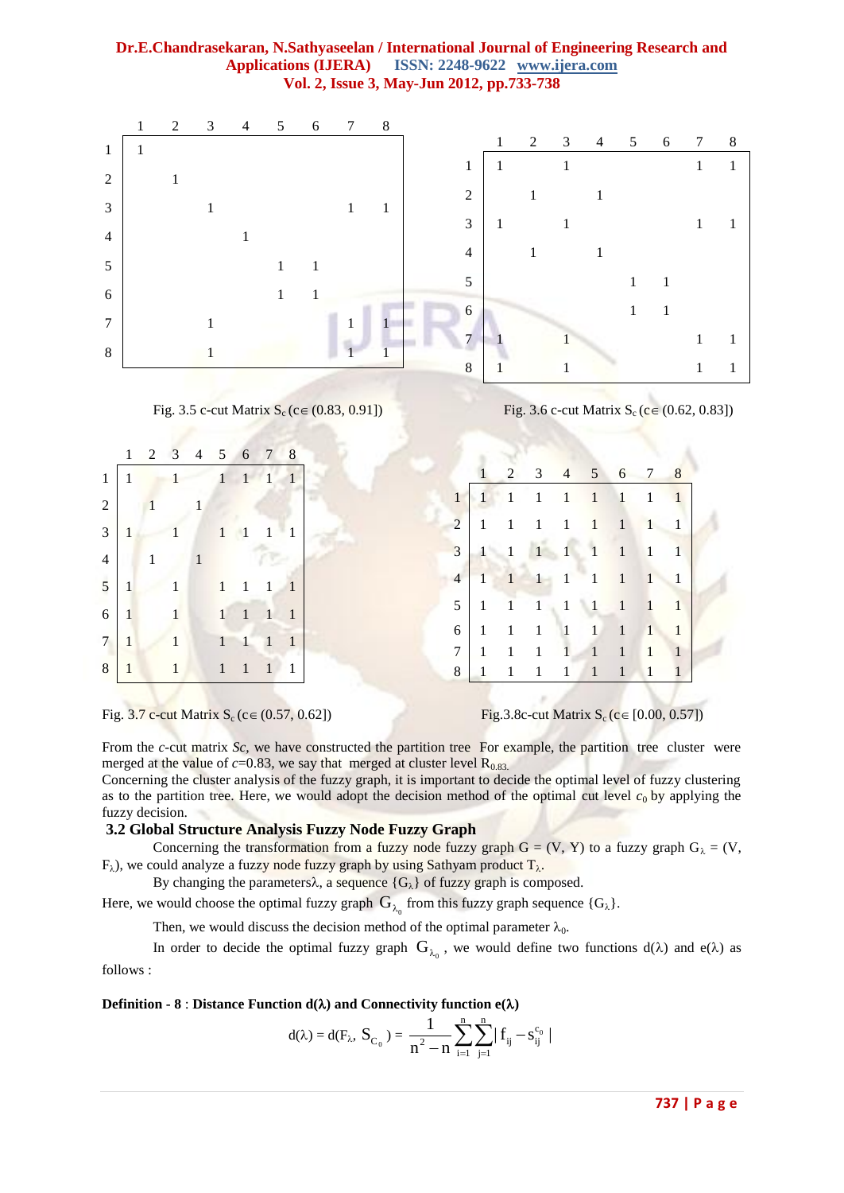|   | 1 | 2 | 3 | 4 | 5 | 6 | 7 | 8 |
|---|---|---|---|---|---|---|---|---|
| 1 | 1 |   |   |   |   |   |   |   |
| 2 |   | 1 |   |   |   |   |   |   |
| 3 |   |   | 1 |   |   |   | 1 | 1 |
| 4 |   |   |   | 1 |   |   |   |   |
| 5 |   |   |   |   | 1 | 1 |   |   |
| 6 |   |   |   |   | 1 | 1 |   |   |
| 7 |   |   | 1 |   |   |   | 1 | 1 |
| 8 |   |   | 1 |   |   |   | 1 | 1 |

Fig. 3.5 c-cut Matrix $S_c$ ($c \in (0.83, 0.91]$)

|   | 1 | 2 | 3 | 4 | 5 | 6 | 7 | 8 |
|---|---|---|---|---|---|---|---|---|
| 1 | 1 |   | 1 |   |   |   | 1 | 1 |
| 2 |   | 1 |   | 1 |   |   |   |   |
| 3 | 1 |   | 1 |   |   |   | 1 | 1 |
| 4 |   | 1 |   | 1 |   |   |   |   |
| 5 |   |   |   |   | 1 | 1 |   |   |
| 6 |   |   |   |   | 1 | 1 |   |   |
| 7 | 1 |   | 1 |   |   |   | 1 | 1 |
| 8 | 1 |   | 1 |   |   |   | 1 | 1 |

Fig. 3.6 c-cut Matrix $S_c$ ($c \in (0.62, 0.83]$)

|   | 1 | 2 | 3 | 4 | 5 | 6 | 7 | 8 |
|---|---|---|---|---|---|---|---|---|
| 1 | 1 |   | 1 |   | 1 | 1 | 1 | 1 |
| 2 |   | 1 |   | 1 |   |   |   |   |
| 3 | 1 |   | 1 |   | 1 | 1 | 1 | 1 |
| 4 |   | 1 |   | 1 |   |   |   |   |
| 5 | 1 |   | 1 |   | 1 | 1 | 1 | 1 |
| 6 | 1 |   | 1 |   | 1 | 1 | 1 | 1 |
| 7 | 1 |   | 1 |   | 1 | 1 | 1 | 1 |
| 8 | 1 |   | 1 |   | 1 | 1 | 1 | 1 |

Fig. 3.7 c-cut Matrix $S_c$ ($c \in (0.57, 0.62]$)

|   | 1 | 2 | 3 | 4 | 5 | 6 | 7 | 8 |
|---|---|---|---|---|---|---|---|---|
| 1 | 1 | 1 | 1 | 1 | 1 | 1 | 1 | 1 |
| 2 | 1 | 1 | 1 | 1 | 1 | 1 | 1 | 1 |
| 3 | 1 | 1 | 1 | 1 | 1 | 1 | 1 | 1 |
| 4 | 1 | 1 | 1 | 1 | 1 | 1 | 1 | 1 |
| 5 | 1 | 1 | 1 | 1 | 1 | 1 | 1 | 1 |
| 6 | 1 | 1 | 1 | 1 | 1 | 1 | 1 | 1 |
| 7 | 1 | 1 | 1 | 1 | 1 | 1 | 1 | 1 |
| 8 | 1 | 1 | 1 | 1 | 1 | 1 | 1 | 1 |

Fig.3.8c-cut Matrix $S_c$ ($c \in [0.00, 0.57]$)

From the *c*-cut matrix *Sc*, we have constructed the partition tree For example, the partition tree cluster were merged at the value of *c*=0.83, we say that merged at cluster level $R_{0.83.}$

Concerning the cluster analysis of the fuzzy graph, it is important to decide the optimal level of fuzzy clustering as to the partition tree. Here, we would adopt the decision method of the optimal cut level $c_0$ by applying the fuzzy decision.

### 3.2 Global Structure Analysis Fuzzy Node Fuzzy Graph

Concerning the transformation from a fuzzy node fuzzy graph G = (V, Y) to a fuzzy graph $G_\lambda$ = (V, $F_\lambda$), we could analyze a fuzzy node fuzzy graph by using Sathyam product $T_\lambda$.

By changing the parametersλ, a sequence $\{G_\lambda\}$ of fuzzy graph is composed.

Here, we would choose the optimal fuzzy graph $G_{\lambda_0}$ from this fuzzy graph sequence $\{G_\lambda\}$.

Then, we would discuss the decision method of the optimal parameter $\lambda_0$.

In order to decide the optimal fuzzy graph $G_{\lambda_0}$, we would define two functions d(λ) and e(λ) as follows :

**Definition - 8** : **Distance Function d(λ) and Connectivity function e(λ)**

$$d(\lambda) = d(F_\lambda, S_{C_0}) = \frac{1}{n^2 - n}\sum_{i=1}^{n}\sum_{j=1}^{n}| f_{ij} - s_{ij}^{c_0} |$$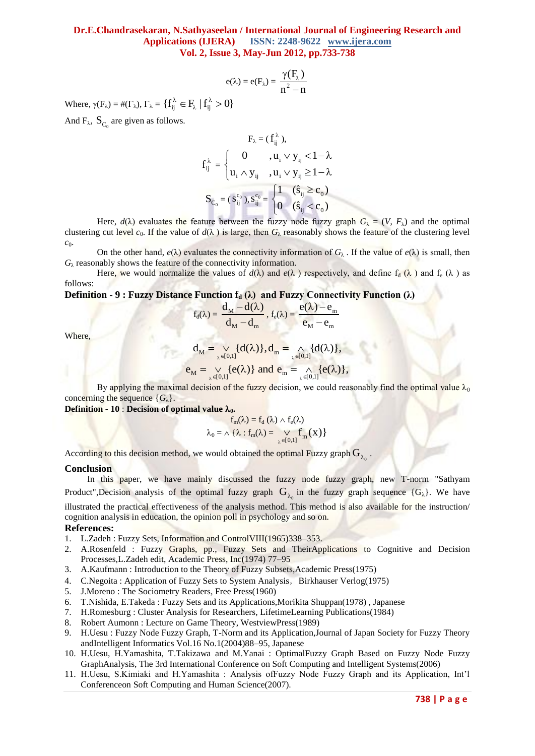$$e(\lambda) = e(F_\lambda) = \frac{\gamma(F_\lambda)}{n^2 - n}$$

Where, $\gamma(F_\lambda) = \#(\Gamma_\lambda)$, $\Gamma_\lambda = \{f_{ij}^{\lambda} \in F_\lambda \mid f_{ij}^{\lambda} > 0\}$

And $F_\lambda$, $S_{C_0}$ are given as follows.

$$F_\lambda = (f_{ij}^{\lambda}),$$

$$f_{ij}^{\lambda} = \begin{cases} 0 & , u_i \vee y_{ij} < 1 - \lambda \\ u_i \wedge y_{ij} & , u_i \vee y_{ij} \geq 1 - \lambda \end{cases}$$

$$S_{C_0} = (s_{ij}^{c_0}), s_{ij}^{c_0} = \begin{cases} 1 & (\hat{s}_{ij} \geq c_0) \\ 0 & (\hat{s}_{ij} < c_0) \end{cases}$$

Here, $d(\lambda)$ evaluates the feature between the fuzzy node fuzzy graph $G_\lambda = (V, F_\lambda)$ and the optimal clustering cut level $c_0$. If the value of $d(\lambda)$ is large, then $G_\lambda$ reasonably shows the feature of the clustering level $c_0$.

On the other hand, $e(\lambda)$ evaluates the connectivity information of $G_\lambda$ . If the value of $e(\lambda)$ is small, then $G_\lambda$ reasonably shows the feature of the connectivity information.

Here, we would normalize the values of $d(\lambda)$ and $e(\lambda)$ respectively, and define $f_d(\lambda)$ and $f_e(\lambda)$ as follows:

**Definition - 9 : Fuzzy Distance Function $f_d(\lambda)$ and Fuzzy Connectivity Function $(\lambda)$**

$$f_d(\lambda) = \frac{d_M - d(\lambda)}{d_M - d_m}, \; f_e(\lambda) = \frac{e(\lambda) - e_m}{e_M - e_m}$$

Where,

$$d_M = \bigvee_{\lambda \in [0,1]} \{d(\lambda)\}, d_m = \bigwedge_{\lambda \in [0,1]} \{d(\lambda)\},$$

$$e_M = \bigvee_{\lambda \in [0,1]} \{e(\lambda)\} \text{ and } e_m = \bigwedge_{\lambda \in [0,1]} \{e(\lambda)\},$$

By applying the maximal decision of the fuzzy decision, we could reasonably find the optimal value $\lambda_0$ concerning the sequence $\{G_\lambda\}$.

**Definition - 10** : **Decision of optimal value $\lambda_0$.**

$$f_m(\lambda) = f_d(\lambda) \wedge f_e(\lambda)$$

$$\lambda_0 = \wedge \{\lambda : f_m(\lambda) = \bigvee_{\lambda \in [0,1]} f_m(x)\}$$

According to this decision method, we would obtained the optimal Fuzzy graph $G_{\lambda_0}$ .

## Conclusion

In this paper, we have mainly discussed the fuzzy node fuzzy graph, new T-norm "Sathyam Product",Decision analysis of the optimal fuzzy graph $G_{\lambda_0}$ in the fuzzy graph sequence $\{G_\lambda\}$. We have illustrated the practical effectiveness of the analysis method. This method is also available for the instruction/ cognition analysis in education, the opinion poll in psychology and so on.

## References:

1. L.Zadeh : Fuzzy Sets, Information and ControlVIII(1965)338–353.
2. A.Rosenfeld : Fuzzy Graphs, pp., Fuzzy Sets and TheirApplications to Cognitive and Decision Processes,L.Zadeh edit, Academic Press, Inc(1974) 77–95
3. A.Kaufmann : Introduction to the Theory of Fuzzy Subsets,Academic Press(1975)
4. C.Negoita : Application of Fuzzy Sets to System Analysis, Birkhauser Verlog(1975)
5. J.Moreno : The Sociometry Readers, Free Press(1960)
6. T.Nishida, E.Takeda : Fuzzy Sets and its Applications,Morikita Shuppan(1978) , Japanese
7. H.Romesburg : Cluster Analysis for Researchers, LifetimeLearning Publications(1984)
8. Robert Aumonn : Lecture on Game Theory, WestviewPress(1989)
9. H.Uesu : Fuzzy Node Fuzzy Graph, T-Norm and its Application,Journal of Japan Society for Fuzzy Theory andIntelligent Informatics Vol.16 No.1(2004)88–95, Japanese
10. H.Uesu, H.Yamashita, T.Takizawa and M.Yanai : OptimalFuzzy Graph Based on Fuzzy Node Fuzzy GraphAnalysis, The 3rd International Conference on Soft Computing and Intelligent Systems(2006)
11. H.Uesu, S.Kimiaki and H.Yamashita : Analysis ofFuzzy Node Fuzzy Graph and its Application, Int'l Conferenceon Soft Computing and Human Science(2007).